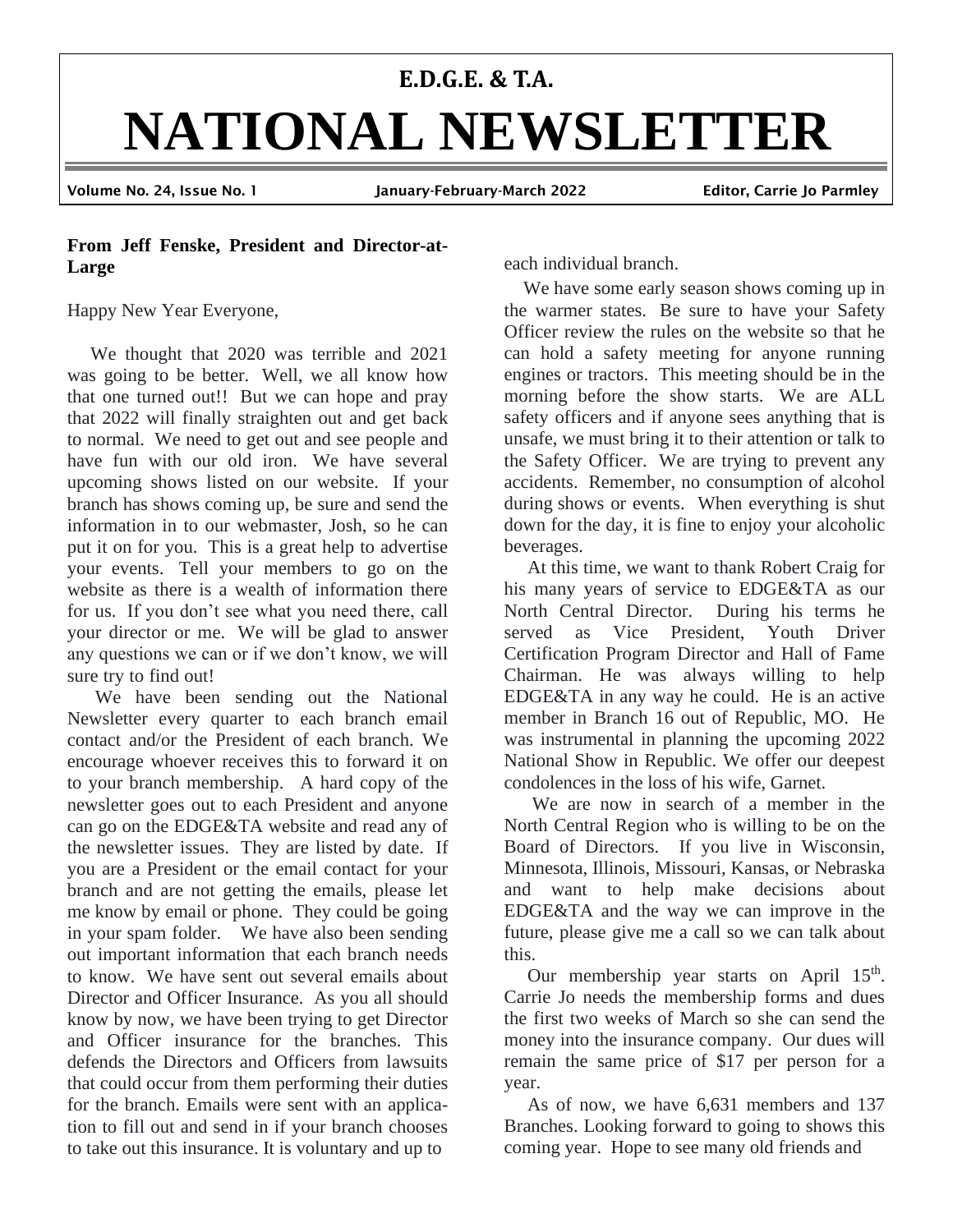**E.D.G.E. & T.A.**

# NATIONAL NEWSLETTER

Volume No. 24, Issue No. 1 | January-February-March 2022 | Editor, Carrie Jo Parmley

**From Jeff Fenske, President and Director-at-Large**

Happy New Year Everyone,

We thought that 2020 was terrible and 2021 was going to be better. Well, we all know how that one turned out!! But we can hope and pray that 2022 will finally straighten out and get back to normal. We need to get out and see people and have fun with our old iron. We have several upcoming shows listed on our website. If your branch has shows coming up, be sure and send the information in to our webmaster, Josh, so he can put it on for you. This is a great help to advertise your events. Tell your members to go on the website as there is a wealth of information there for us. If you don't see what you need there, call your director or me. We will be glad to answer any questions we can or if we don't know, we will sure try to find out!

We have been sending out the National Newsletter every quarter to each branch email contact and/or the President of each branch. We encourage whoever receives this to forward it on to your branch membership. A hard copy of the newsletter goes out to each President and anyone can go on the EDGE&TA website and read any of the newsletter issues. They are listed by date. If you are a President or the email contact for your branch and are not getting the emails, please let me know by email or phone. They could be going in your spam folder. We have also been sending out important information that each branch needs to know. We have sent out several emails about Director and Officer Insurance. As you all should know by now, we have been trying to get Director and Officer insurance for the branches. This defends the Directors and Officers from lawsuits that could occur from them performing their duties for the branch. Emails were sent with an application to fill out and send in if your branch chooses to take out this insurance. It is voluntary and up to each individual branch.

We have some early season shows coming up in the warmer states. Be sure to have your Safety Officer review the rules on the website so that he can hold a safety meeting for anyone running engines or tractors. This meeting should be in the morning before the show starts. We are ALL safety officers and if anyone sees anything that is unsafe, we must bring it to their attention or talk to the Safety Officer. We are trying to prevent any accidents. Remember, no consumption of alcohol during shows or events. When everything is shut down for the day, it is fine to enjoy your alcoholic beverages.

At this time, we want to thank Robert Craig for his many years of service to EDGE&TA as our North Central Director. During his terms he served as Vice President, Youth Driver Certification Program Director and Hall of Fame Chairman. He was always willing to help EDGE&TA in any way he could. He is an active member in Branch 16 out of Republic, MO. He was instrumental in planning the upcoming 2022 National Show in Republic. We offer our deepest condolences in the loss of his wife, Garnet.

We are now in search of a member in the North Central Region who is willing to be on the Board of Directors. If you live in Wisconsin, Minnesota, Illinois, Missouri, Kansas, or Nebraska and want to help make decisions about EDGE&TA and the way we can improve in the future, please give me a call so we can talk about this.

Our membership year starts on April 15th. Carrie Jo needs the membership forms and dues the first two weeks of March so she can send the money into the insurance company. Our dues will remain the same price of $17 per person for a year.

As of now, we have 6,631 members and 137 Branches. Looking forward to going to shows this coming year. Hope to see many old friends and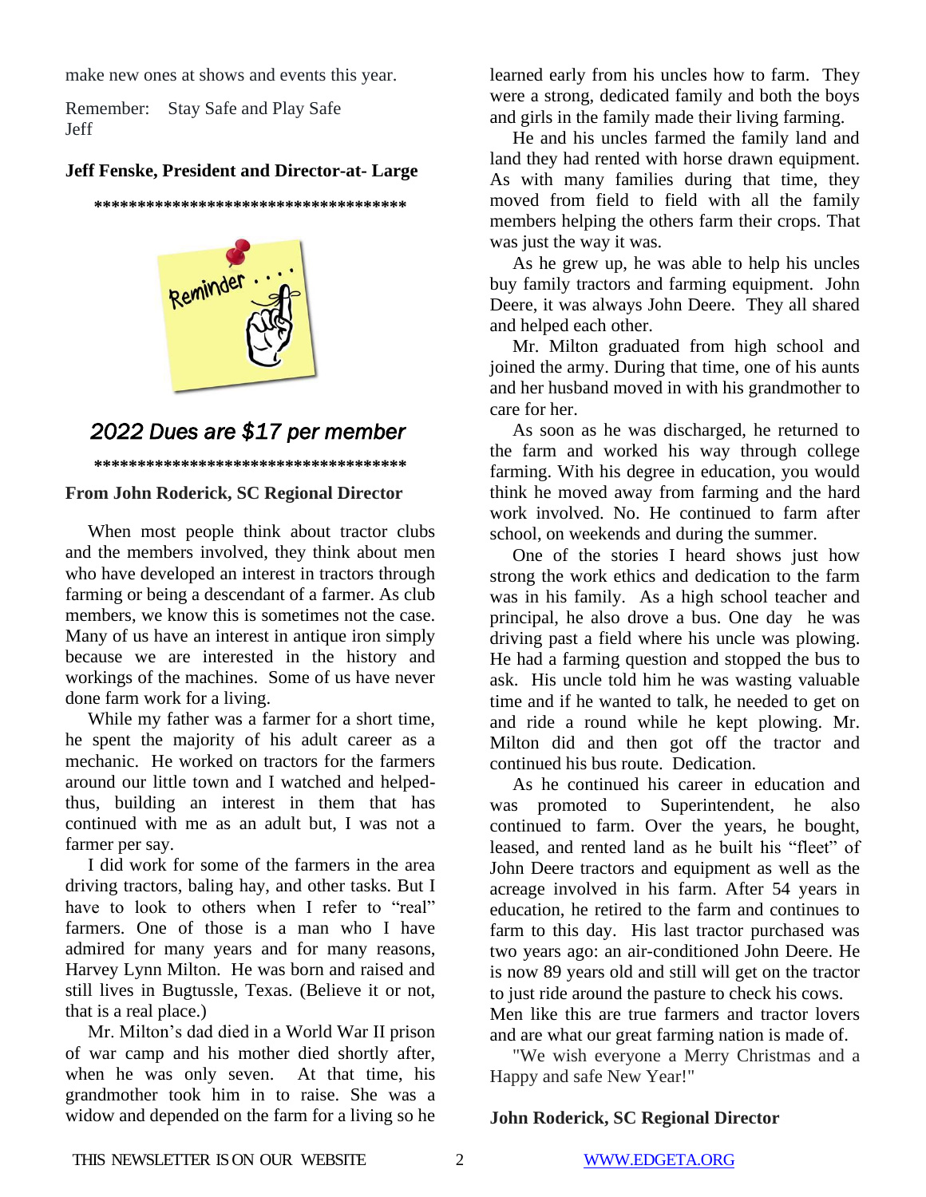make new ones at shows and events this year.

Remember: Stay Safe and Play Safe
Jeff

**Jeff Fenske, President and Director-at- Large**

************************************

*2022 Dues are $17 per member*

************************************

**From John Roderick, SC Regional Director**

When most people think about tractor clubs and the members involved, they think about men who have developed an interest in tractors through farming or being a descendant of a farmer. As club members, we know this is sometimes not the case. Many of us have an interest in antique iron simply because we are interested in the history and workings of the machines. Some of us have never done farm work for a living.

While my father was a farmer for a short time, he spent the majority of his adult career as a mechanic. He worked on tractors for the farmers around our little town and I watched and helped- thus, building an interest in them that has continued with me as an adult but, I was not a farmer per say.

I did work for some of the farmers in the area driving tractors, baling hay, and other tasks. But I have to look to others when I refer to "real" farmers. One of those is a man who I have admired for many years and for many reasons, Harvey Lynn Milton. He was born and raised and still lives in Bugtussle, Texas. (Believe it or not, that is a real place.)

Mr. Milton's dad died in a World War II prison of war camp and his mother died shortly after, when he was only seven. At that time, his grandmother took him in to raise. She was a widow and depended on the farm for a living so he learned early from his uncles how to farm. They were a strong, dedicated family and both the boys and girls in the family made their living farming.

He and his uncles farmed the family land and land they had rented with horse drawn equipment. As with many families during that time, they moved from field to field with all the family members helping the others farm their crops. That was just the way it was.

As he grew up, he was able to help his uncles buy family tractors and farming equipment. John Deere, it was always John Deere. They all shared and helped each other.

Mr. Milton graduated from high school and joined the army. During that time, one of his aunts and her husband moved in with his grandmother to care for her.

As soon as he was discharged, he returned to the farm and worked his way through college farming. With his degree in education, you would think he moved away from farming and the hard work involved. No. He continued to farm after school, on weekends and during the summer.

One of the stories I heard shows just how strong the work ethics and dedication to the farm was in his family. As a high school teacher and principal, he also drove a bus. One day he was driving past a field where his uncle was plowing. He had a farming question and stopped the bus to ask. His uncle told him he was wasting valuable time and if he wanted to talk, he needed to get on and ride a round while he kept plowing. Mr. Milton did and then got off the tractor and continued his bus route. Dedication.

As he continued his career in education and was promoted to Superintendent, he also continued to farm. Over the years, he bought, leased, and rented land as he built his "fleet" of John Deere tractors and equipment as well as the acreage involved in his farm. After 54 years in education, he retired to the farm and continues to farm to this day. His last tractor purchased was two years ago: an air-conditioned John Deere. He is now 89 years old and still will get on the tractor to just ride around the pasture to check his cows.
Men like this are true farmers and tractor lovers and are what our great farming nation is made of.

"We wish everyone a Merry Christmas and a Happy and safe New Year!"

**John Roderick, SC Regional Director**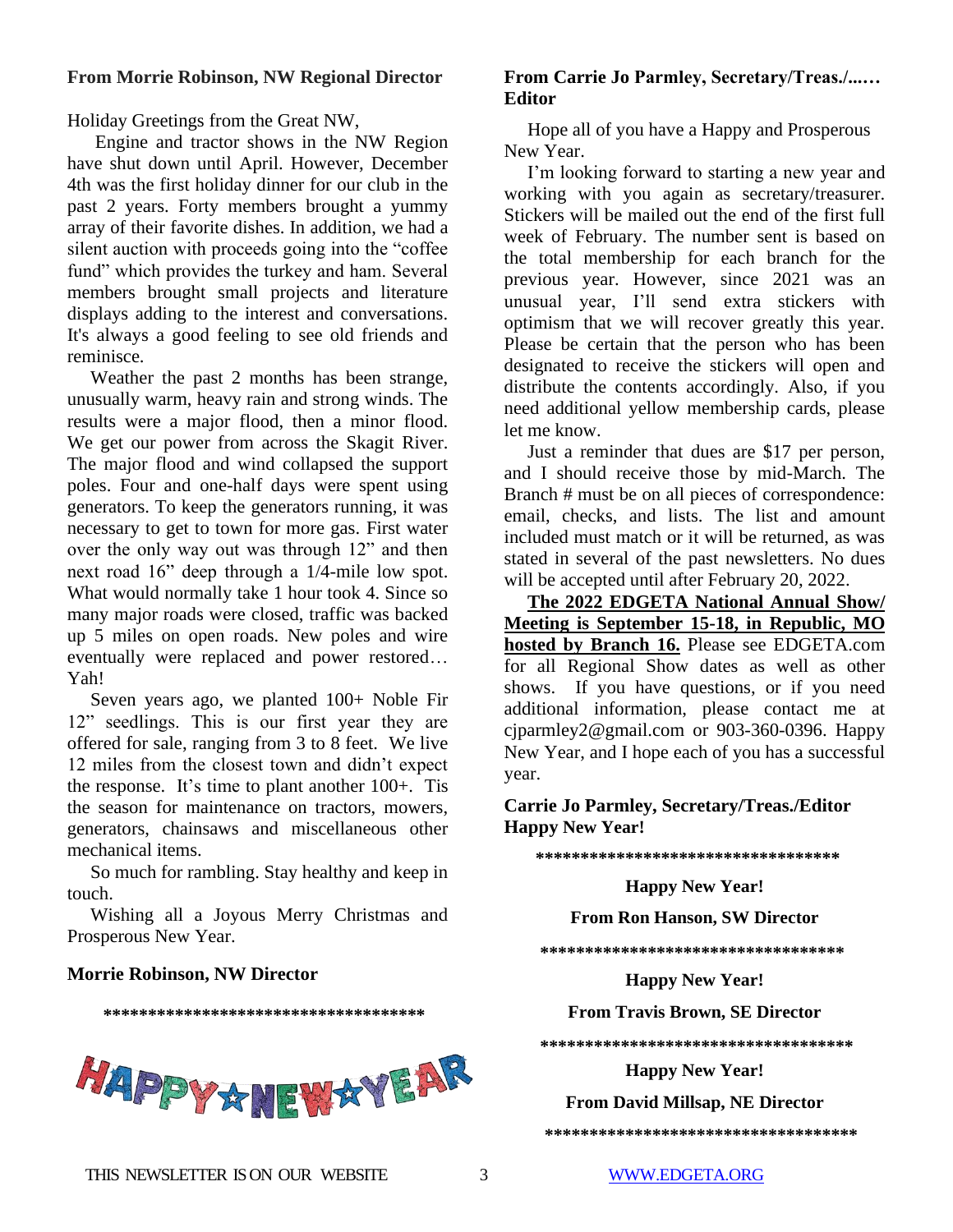**From Morrie Robinson, NW Regional Director**

Holiday Greetings from the Great NW,

Engine and tractor shows in the NW Region have shut down until April. However, December 4th was the first holiday dinner for our club in the past 2 years. Forty members brought a yummy array of their favorite dishes. In addition, we had a silent auction with proceeds going into the "coffee fund" which provides the turkey and ham. Several members brought small projects and literature displays adding to the interest and conversations. It's always a good feeling to see old friends and reminisce.

Weather the past 2 months has been strange, unusually warm, heavy rain and strong winds. The results were a major flood, then a minor flood. We get our power from across the Skagit River. The major flood and wind collapsed the support poles. Four and one-half days were spent using generators. To keep the generators running, it was necessary to get to town for more gas. First water over the only way out was through 12" and then next road 16" deep through a 1/4-mile low spot. What would normally take 1 hour took 4. Since so many major roads were closed, traffic was backed up 5 miles on open roads. New poles and wire eventually were replaced and power restored… Yah!

Seven years ago, we planted 100+ Noble Fir 12" seedlings. This is our first year they are offered for sale, ranging from 3 to 8 feet. We live 12 miles from the closest town and didn't expect the response. It's time to plant another 100+. Tis the season for maintenance on tractors, mowers, generators, chainsaws and miscellaneous other mechanical items.

So much for rambling. Stay healthy and keep in touch.

Wishing all a Joyous Merry Christmas and Prosperous New Year.

**Morrie Robinson, NW Director**

\*\*\*\*\*\*\*\*\*\*\*\*\*\*\*\*\*\*\*\*\*\*\*\*\*\*\*\*\*\*\*\*\*\*\*\*

HAPPY ☆ NEW ☆ YEAR

**From Carrie Jo Parmley, Secretary/Treas./...… Editor**

Hope all of you have a Happy and Prosperous New Year.

I'm looking forward to starting a new year and working with you again as secretary/treasurer. Stickers will be mailed out the end of the first full week of February. The number sent is based on the total membership for each branch for the previous year. However, since 2021 was an unusual year, I'll send extra stickers with optimism that we will recover greatly this year. Please be certain that the person who has been designated to receive the stickers will open and distribute the contents accordingly. Also, if you need additional yellow membership cards, please let me know.

Just a reminder that dues are $17 per person, and I should receive those by mid-March. The Branch # must be on all pieces of correspondence: email, checks, and lists. The list and amount included must match or it will be returned, as was stated in several of the past newsletters. No dues will be accepted until after February 20, 2022.

**<u>The 2022 EDGETA National Annual Show/ Meeting is September 15-18, in Republic, MO hosted by Branch 16.</u>** Please see EDGETA.com for all Regional Show dates as well as other shows. If you have questions, or if you need additional information, please contact me at cjparmley2@gmail.com or 903-360-0396. Happy New Year, and I hope each of you has a successful year.

**Carrie Jo Parmley, Secretary/Treas./Editor**
**Happy New Year!**

\*\*\*\*\*\*\*\*\*\*\*\*\*\*\*\*\*\*\*\*\*\*\*\*\*\*\*\*\*\*\*\*\*\*

**Happy New Year!**

**From Ron Hanson, SW Director**

\*\*\*\*\*\*\*\*\*\*\*\*\*\*\*\*\*\*\*\*\*\*\*\*\*\*\*\*\*\*\*\*\*\*

**Happy New Year!**

**From Travis Brown, SE Director**

\*\*\*\*\*\*\*\*\*\*\*\*\*\*\*\*\*\*\*\*\*\*\*\*\*\*\*\*\*\*\*\*\*\*\*

**Happy New Year!**

**From David Millsap, NE Director**

\*\*\*\*\*\*\*\*\*\*\*\*\*\*\*\*\*\*\*\*\*\*\*\*\*\*\*\*\*\*\*\*\*\*\*